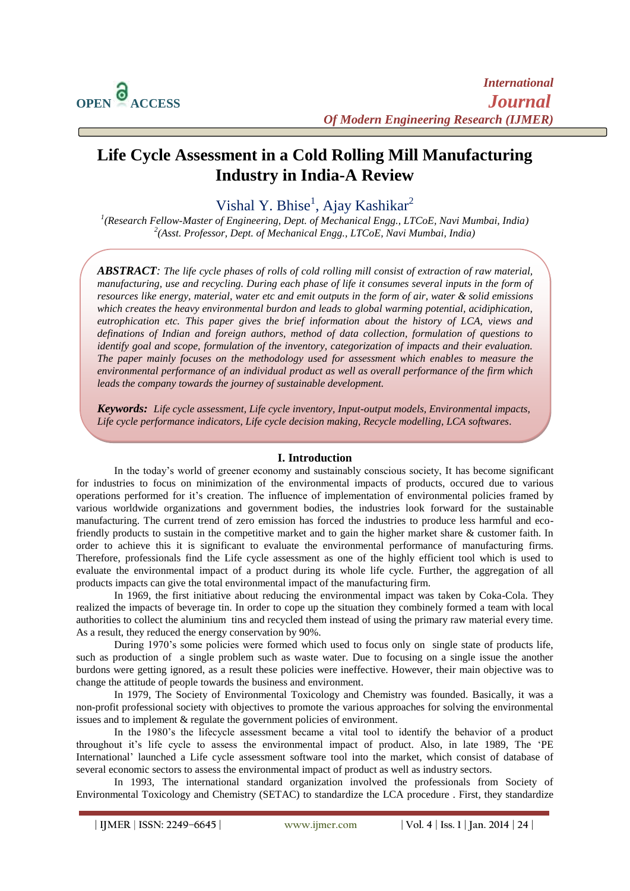# Life Cycle Assessment in a Cold Rolling Mill Manufacturing Industry in India-A Review

Vishal Y. Bhise[1], Ajay Kashikar[2]

[1](Research Fellow-Master of Engineering, Dept. of Mechanical Engg., LTCoE, Navi Mumbai, India)
[2](Asst. Professor, Dept. of Mechanical Engg., LTCoE, Navi Mumbai, India)

***ABSTRACT****: The life cycle phases of rolls of cold rolling mill consist of extraction of raw material, manufacturing, use and recycling. During each phase of life it consumes several inputs in the form of resources like energy, material, water etc and emit outputs in the form of air, water & solid emissions which creates the heavy environmental burdon and leads to global warming potential, acidiphication, eutrophication etc. This paper gives the brief information about the history of LCA, views and definations of Indian and foreign authors, method of data collection, formulation of questions to identify goal and scope, formulation of the inventory, categorization of impacts and their evaluation. The paper mainly focuses on the methodology used for assessment which enables to measure the environmental performance of an individual product as well as overall performance of the firm which leads the company towards the journey of sustainable development.*

***Keywords:*** *Life cycle assessment, Life cycle inventory, Input-output models, Environmental impacts, Life cycle performance indicators, Life cycle decision making, Recycle modelling, LCA softwares.*

## I. Introduction

In the today's world of greener economy and sustainably conscious society, It has become significant for industries to focus on minimization of the environmental impacts of products, occured due to various operations performed for it's creation. The influence of implementation of environmental policies framed by various worldwide organizations and government bodies, the industries look forward for the sustainable manufacturing. The current trend of zero emission has forced the industries to produce less harmful and eco-friendly products to sustain in the competitive market and to gain the higher market share & customer faith. In order to achieve this it is significant to evaluate the environmental performance of manufacturing firms. Therefore, professionals find the Life cycle assessment as one of the highly efficient tool which is used to evaluate the environmental impact of a product during its whole life cycle. Further, the aggregation of all products impacts can give the total environmental impact of the manufacturing firm.

In 1969, the first initiative about reducing the environmental impact was taken by Coka-Cola. They realized the impacts of beverage tin. In order to cope up the situation they combinely formed a team with local authorities to collect the aluminium tins and recycled them instead of using the primary raw material every time. As a result, they reduced the energy conservation by 90%.

During 1970's some policies were formed which used to focus only on single state of products life, such as production of a single problem such as waste water. Due to focusing on a single issue the another burdons were getting ignored, as a result these policies were ineffective. However, their main objective was to change the attitude of people towards the business and environment.

In 1979, The Society of Environmental Toxicology and Chemistry was founded. Basically, it was a non-profit professional society with objectives to promote the various approaches for solving the environmental issues and to implement & regulate the government policies of environment.

In the 1980's the lifecycle assessment became a vital tool to identify the behavior of a product throughout it's life cycle to assess the environmental impact of product. Also, in late 1989, The 'PE International' launched a Life cycle assessment software tool into the market, which consist of database of several economic sectors to assess the environmental impact of product as well as industry sectors.

In 1993, The international standard organization involved the professionals from Society of Environmental Toxicology and Chemistry (SETAC) to standardize the LCA procedure . First, they standardize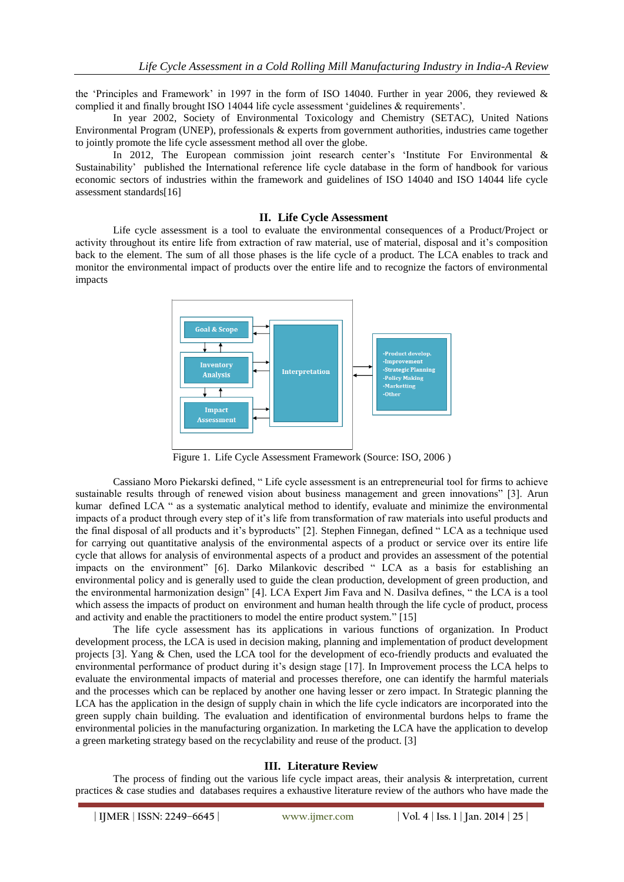the 'Principles and Framework' in 1997 in the form of ISO 14040. Further in year 2006, they reviewed & complied it and finally brought ISO 14044 life cycle assessment 'guidelines & requirements'.

In year 2002, Society of Environmental Toxicology and Chemistry (SETAC), United Nations Environmental Program (UNEP), professionals & experts from government authorities, industries came together to jointly promote the life cycle assessment method all over the globe.

In 2012, The European commission joint research center's 'Institute For Environmental & Sustainability' published the International reference life cycle database in the form of handbook for various economic sectors of industries within the framework and guidelines of ISO 14040 and ISO 14044 life cycle assessment standards[16]

## II. Life Cycle Assessment

Life cycle assessment is a tool to evaluate the environmental consequences of a Product/Project or activity throughout its entire life from extraction of raw material, use of material, disposal and it's composition back to the element. The sum of all those phases is the life cycle of a product. The LCA enables to track and monitor the environmental impact of products over the entire life and to recognize the factors of environmental impacts

Goal & Scope

Inventory Analysis

Impact Assessment

Interpretation

- Product develop.
- Improvement
- Strategic Planning
- Policy Making
- Marketting
- Other

Figure 1. Life Cycle Assessment Framework (Source: ISO, 2006 )

Cassiano Moro Piekarski defined, " Life cycle assessment is an entrepreneurial tool for firms to achieve sustainable results through of renewed vision about business management and green innovations" [3]. Arun kumar defined LCA " as a systematic analytical method to identify, evaluate and minimize the environmental impacts of a product through every step of it's life from transformation of raw materials into useful products and the final disposal of all products and it's byproducts" [2]. Stephen Finnegan, defined " LCA as a technique used for carrying out quantitative analysis of the environmental aspects of a product or service over its entire life cycle that allows for analysis of environmental aspects of a product and provides an assessment of the potential impacts on the environment" [6]. Darko Milankovic described " LCA as a basis for establishing an environmental policy and is generally used to guide the clean production, development of green production, and the environmental harmonization design" [4]. LCA Expert Jim Fava and N. Dasilva defines, " the LCA is a tool which assess the impacts of product on environment and human health through the life cycle of product, process and activity and enable the practitioners to model the entire product system." [15]

The life cycle assessment has its applications in various functions of organization. In Product development process, the LCA is used in decision making, planning and implementation of product development projects [3]. Yang & Chen, used the LCA tool for the development of eco-friendly products and evaluated the environmental performance of product during it's design stage [17]. In Improvement process the LCA helps to evaluate the environmental impacts of material and processes therefore, one can identify the harmful materials and the processes which can be replaced by another one having lesser or zero impact. In Strategic planning the LCA has the application in the design of supply chain in which the life cycle indicators are incorporated into the green supply chain building. The evaluation and identification of environmental burdons helps to frame the environmental policies in the manufacturing organization. In marketing the LCA have the application to develop a green marketing strategy based on the recyclability and reuse of the product. [3]

## III. Literature Review

The process of finding out the various life cycle impact areas, their analysis & interpretation, current practices & case studies and databases requires a exhaustive literature review of the authors who have made the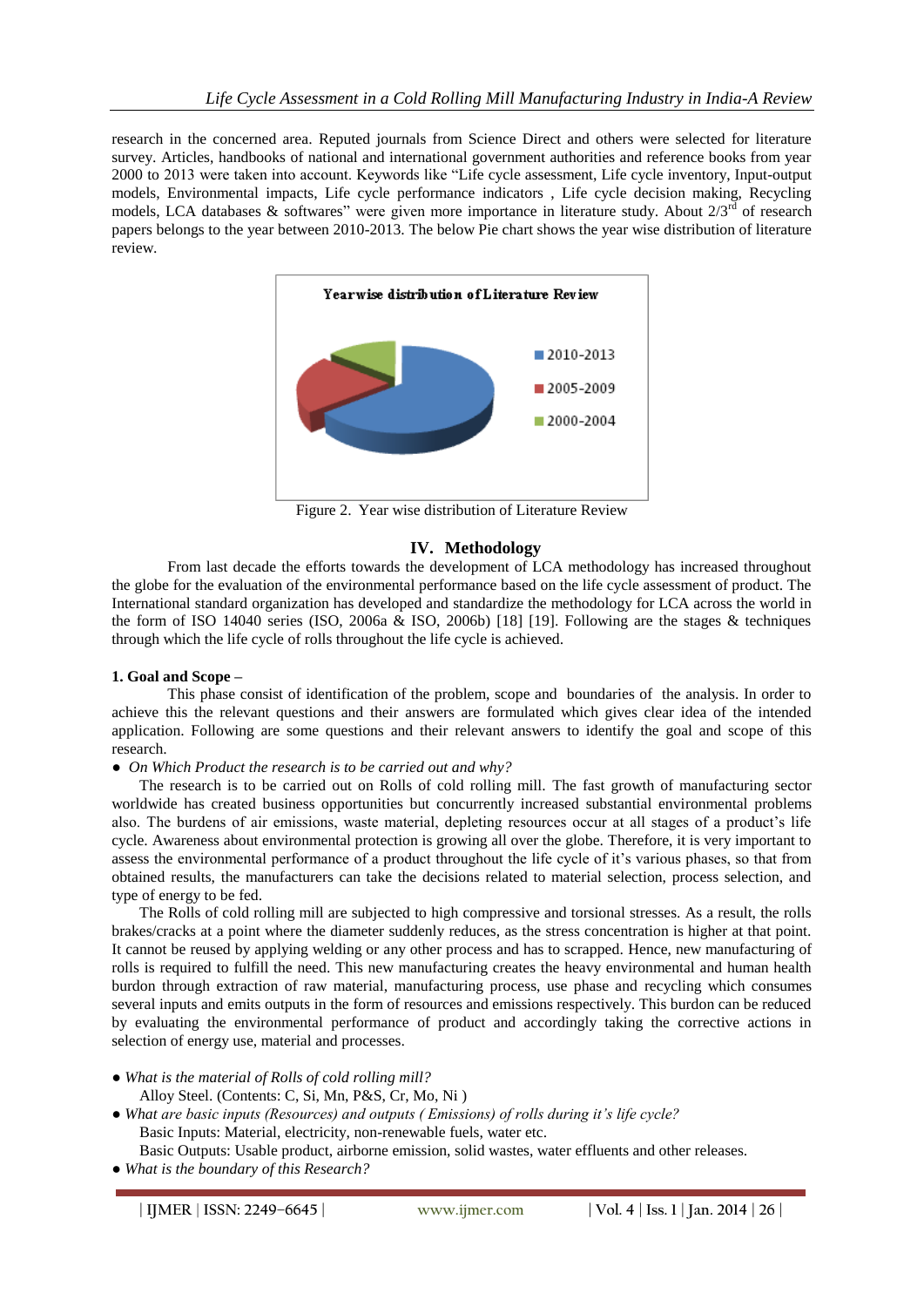research in the concerned area. Reputed journals from Science Direct and others were selected for literature survey. Articles, handbooks of national and international government authorities and reference books from year 2000 to 2013 were taken into account. Keywords like "Life cycle assessment, Life cycle inventory, Input-output models, Environmental impacts, Life cycle performance indicators , Life cycle decision making, Recycling models, LCA databases & softwares" were given more importance in literature study. About 2/3rd of research papers belongs to the year between 2010-2013. The below Pie chart shows the year wise distribution of literature review.

Figure 2. Year wise distribution of Literature Review

## IV. Methodology

From last decade the efforts towards the development of LCA methodology has increased throughout the globe for the evaluation of the environmental performance based on the life cycle assessment of product. The International standard organization has developed and standardize the methodology for LCA across the world in the form of ISO 14040 series (ISO, 2006a & ISO, 2006b) [18] [19]. Following are the stages & techniques through which the life cycle of rolls throughout the life cycle is achieved.

### 1. Goal and Scope –

This phase consist of identification of the problem, scope and boundaries of the analysis. In order to achieve this the relevant questions and their answers are formulated which gives clear idea of the intended application. Following are some questions and their relevant answers to identify the goal and scope of this research.

- *On Which Product the research is to be carried out and why?*

The research is to be carried out on Rolls of cold rolling mill. The fast growth of manufacturing sector worldwide has created business opportunities but concurrently increased substantial environmental problems also. The burdens of air emissions, waste material, depleting resources occur at all stages of a product's life cycle. Awareness about environmental protection is growing all over the globe. Therefore, it is very important to assess the environmental performance of a product throughout the life cycle of it's various phases, so that from obtained results, the manufacturers can take the decisions related to material selection, process selection, and type of energy to be fed.

The Rolls of cold rolling mill are subjected to high compressive and torsional stresses. As a result, the rolls brakes/cracks at a point where the diameter suddenly reduces, as the stress concentration is higher at that point. It cannot be reused by applying welding or any other process and has to scrapped. Hence, new manufacturing of rolls is required to fulfill the need. This new manufacturing creates the heavy environmental and human health burdon through extraction of raw material, manufacturing process, use phase and recycling which consumes several inputs and emits outputs in the form of resources and emissions respectively. This burdon can be reduced by evaluating the environmental performance of product and accordingly taking the corrective actions in selection of energy use, material and processes.

- *What is the material of Rolls of cold rolling mill?*

Alloy Steel. (Contents: C, Si, Mn, P&S, Cr, Mo, Ni )

- *What are basic inputs (Resources) and outputs ( Emissions) of rolls during it's life cycle?*

Basic Inputs: Material, electricity, non-renewable fuels, water etc.

Basic Outputs: Usable product, airborne emission, solid wastes, water effluents and other releases.

- *What is the boundary of this Research?*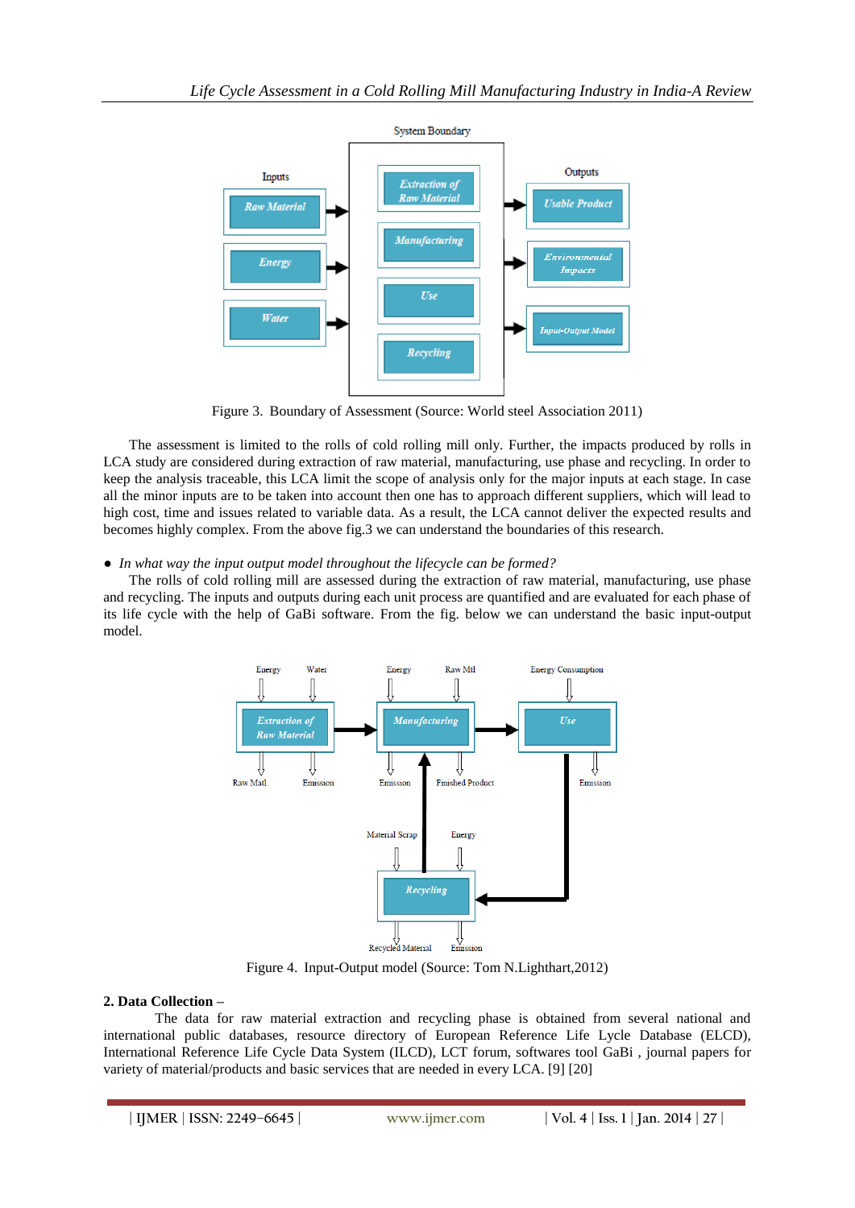Figure 3. Boundary of Assessment (Source: World steel Association 2011)

The assessment is limited to the rolls of cold rolling mill only. Further, the impacts produced by rolls in LCA study are considered during extraction of raw material, manufacturing, use phase and recycling. In order to keep the analysis traceable, this LCA limit the scope of analysis only for the major inputs at each stage. In case all the minor inputs are to be taken into account then one has to approach different suppliers, which will lead to high cost, time and issues related to variable data. As a result, the LCA cannot deliver the expected results and becomes highly complex. From the above fig.3 we can understand the boundaries of this research.

- *In what way the input output model throughout the lifecycle can be formed?*

The rolls of cold rolling mill are assessed during the extraction of raw material, manufacturing, use phase and recycling. The inputs and outputs during each unit process are quantified and are evaluated for each phase of its life cycle with the help of GaBi software. From the fig. below we can understand the basic input-output model.

Figure 4. Input-Output model (Source: Tom N.Lighthart,2012)

## 2. Data Collection –

The data for raw material extraction and recycling phase is obtained from several national and international public databases, resource directory of European Reference Life Cycle Database (ELCD), International Reference Life Cycle Data System (ILCD), LCT forum, softwares tool GaBi , journal papers for variety of material/products and basic services that are needed in every LCA. [9] [20]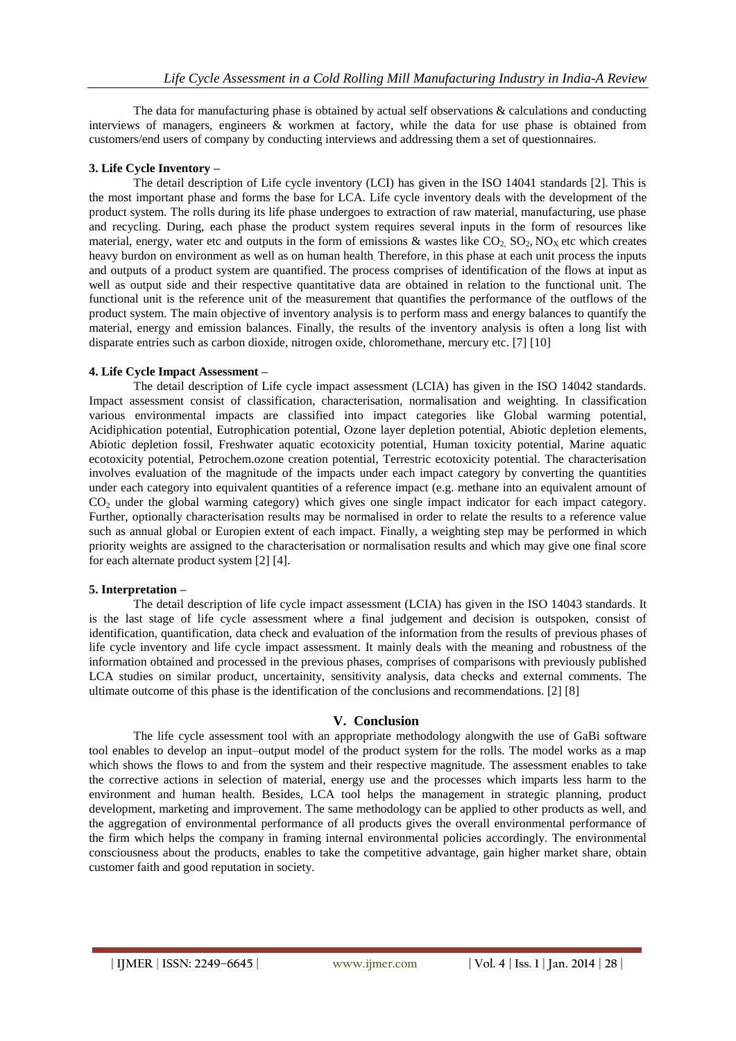The data for manufacturing phase is obtained by actual self observations & calculations and conducting interviews of managers, engineers & workmen at factory, while the data for use phase is obtained from customers/end users of company by conducting interviews and addressing them a set of questionnaires.

#### 3. Life Cycle Inventory –

The detail description of Life cycle inventory (LCI) has given in the ISO 14041 standards [2]. This is the most important phase and forms the base for LCA. Life cycle inventory deals with the development of the product system. The rolls during its life phase undergoes to extraction of raw material, manufacturing, use phase and recycling. During, each phase the product system requires several inputs in the form of resources like material, energy, water etc and outputs in the form of emissions & wastes like $CO_2$, $SO_2$, $NO_X$ etc which creates heavy burdon on environment as well as on human health. Therefore, in this phase at each unit process the inputs and outputs of a product system are quantified. The process comprises of identification of the flows at input as well as output side and their respective quantitative data are obtained in relation to the functional unit. The functional unit is the reference unit of the measurement that quantifies the performance of the outflows of the product system. The main objective of inventory analysis is to perform mass and energy balances to quantify the material, energy and emission balances. Finally, the results of the inventory analysis is often a long list with disparate entries such as carbon dioxide, nitrogen oxide, chloromethane, mercury etc. [7] [10]

#### 4. Life Cycle Impact Assessment –

The detail description of Life cycle impact assessment (LCIA) has given in the ISO 14042 standards. Impact assessment consist of classification, characterisation, normalisation and weighting. In classification various environmental impacts are classified into impact categories like Global warming potential, Acidiphication potential, Eutrophication potential, Ozone layer depletion potential, Abiotic depletion elements, Abiotic depletion fossil, Freshwater aquatic ecotoxicity potential, Human toxicity potential, Marine aquatic ecotoxicity potential, Petrochem.ozone creation potential, Terrestric ecotoxicity potential. The characterisation involves evaluation of the magnitude of the impacts under each impact category by converting the quantities under each category into equivalent quantities of a reference impact (e.g. methane into an equivalent amount of $CO_2$ under the global warming category) which gives one single impact indicator for each impact category. Further, optionally characterisation results may be normalised in order to relate the results to a reference value such as annual global or Europien extent of each impact. Finally, a weighting step may be performed in which priority weights are assigned to the characterisation or normalisation results and which may give one final score for each alternate product system [2] [4].

#### 5. Interpretation –

The detail description of life cycle impact assessment (LCIA) has given in the ISO 14043 standards. It is the last stage of life cycle assessment where a final judgement and decision is outspoken, consist of identification, quantification, data check and evaluation of the information from the results of previous phases of life cycle inventory and life cycle impact assessment. It mainly deals with the meaning and robustness of the information obtained and processed in the previous phases, comprises of comparisons with previously published LCA studies on similar product, uncertainity, sensitivity analysis, data checks and external comments. The ultimate outcome of this phase is the identification of the conclusions and recommendations. [2] [8]

## V. Conclusion

The life cycle assessment tool with an appropriate methodology alongwith the use of GaBi software tool enables to develop an input–output model of the product system for the rolls. The model works as a map which shows the flows to and from the system and their respective magnitude. The assessment enables to take the corrective actions in selection of material, energy use and the processes which imparts less harm to the environment and human health. Besides, LCA tool helps the management in strategic planning, product development, marketing and improvement. The same methodology can be applied to other products as well, and the aggregation of environmental performance of all products gives the overall environmental performance of the firm which helps the company in framing internal environmental policies accordingly. The environmental consciousness about the products, enables to take the competitive advantage, gain higher market share, obtain customer faith and good reputation in society.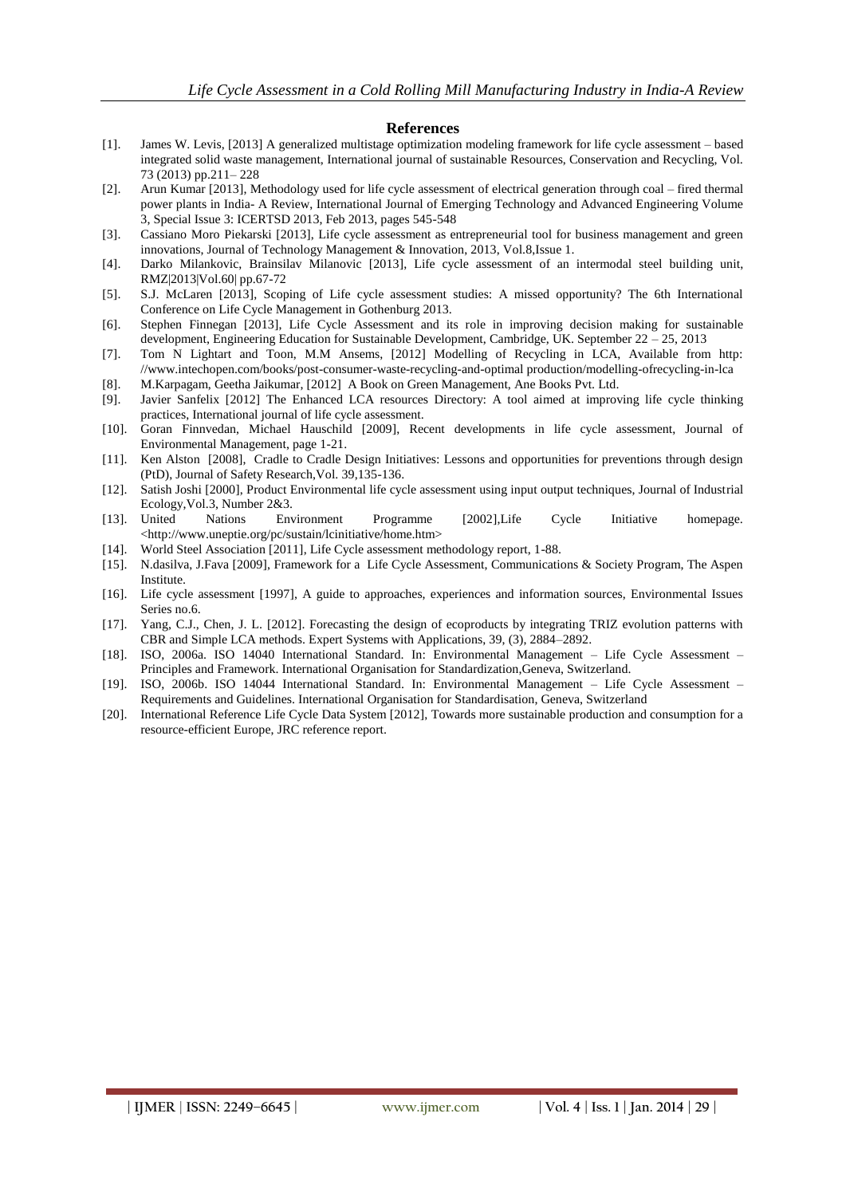## References

[1]. James W. Levis, [2013] A generalized multistage optimization modeling framework for life cycle assessment – based integrated solid waste management, International journal of sustainable Resources, Conservation and Recycling, Vol. 73 (2013) pp.211– 228

[2]. Arun Kumar [2013], Methodology used for life cycle assessment of electrical generation through coal – fired thermal power plants in India- A Review, International Journal of Emerging Technology and Advanced Engineering Volume 3, Special Issue 3: ICERTSD 2013, Feb 2013, pages 545-548

[3]. Cassiano Moro Piekarski [2013], Life cycle assessment as entrepreneurial tool for business management and green innovations, Journal of Technology Management & Innovation, 2013, Vol.8,Issue 1.

[4]. Darko Milankovic, Brainsilav Milanovic [2013], Life cycle assessment of an intermodal steel building unit, RMZ|2013|Vol.60| pp.67-72

[5]. S.J. McLaren [2013], Scoping of Life cycle assessment studies: A missed opportunity? The 6th International Conference on Life Cycle Management in Gothenburg 2013.

[6]. Stephen Finnegan [2013], Life Cycle Assessment and its role in improving decision making for sustainable development, Engineering Education for Sustainable Development, Cambridge, UK. September 22 – 25, 2013

[7]. Tom N Lightart and Toon, M.M Ansems, [2012] Modelling of Recycling in LCA, Available from http: //www.intechopen.com/books/post-consumer-waste-recycling-and-optimal production/modelling-ofrecycling-in-lca

[8]. M.Karpagam, Geetha Jaikumar, [2012] A Book on Green Management, Ane Books Pvt. Ltd.

[9]. Javier Sanfelix [2012] The Enhanced LCA resources Directory: A tool aimed at improving life cycle thinking practices, International journal of life cycle assessment.

[10]. Goran Finnvedan, Michael Hauschild [2009], Recent developments in life cycle assessment, Journal of Environmental Management, page 1-21.

[11]. Ken Alston [2008], Cradle to Cradle Design Initiatives: Lessons and opportunities for preventions through design (PtD), Journal of Safety Research,Vol. 39,135-136.

[12]. Satish Joshi [2000], Product Environmental life cycle assessment using input output techniques, Journal of Industrial Ecology,Vol.3, Number 2&3.

[13]. United Nations Environment Programme [2002],Life Cycle Initiative homepage. <http://www.uneptie.org/pc/sustain/lcinitiative/home.htm>

[14]. World Steel Association [2011], Life Cycle assessment methodology report, 1-88.

[15]. N.dasilva, J.Fava [2009], Framework for a Life Cycle Assessment, Communications & Society Program, The Aspen Institute.

[16]. Life cycle assessment [1997], A guide to approaches, experiences and information sources, Environmental Issues Series no.6.

[17]. Yang, C.J., Chen, J. L. [2012]. Forecasting the design of ecoproducts by integrating TRIZ evolution patterns with CBR and Simple LCA methods. Expert Systems with Applications, 39, (3), 2884–2892.

[18]. ISO, 2006a. ISO 14040 International Standard. In: Environmental Management – Life Cycle Assessment – Principles and Framework. International Organisation for Standardization,Geneva, Switzerland.

[19]. ISO, 2006b. ISO 14044 International Standard. In: Environmental Management – Life Cycle Assessment – Requirements and Guidelines. International Organisation for Standardisation, Geneva, Switzerland

[20]. International Reference Life Cycle Data System [2012], Towards more sustainable production and consumption for a resource-efficient Europe, JRC reference report.